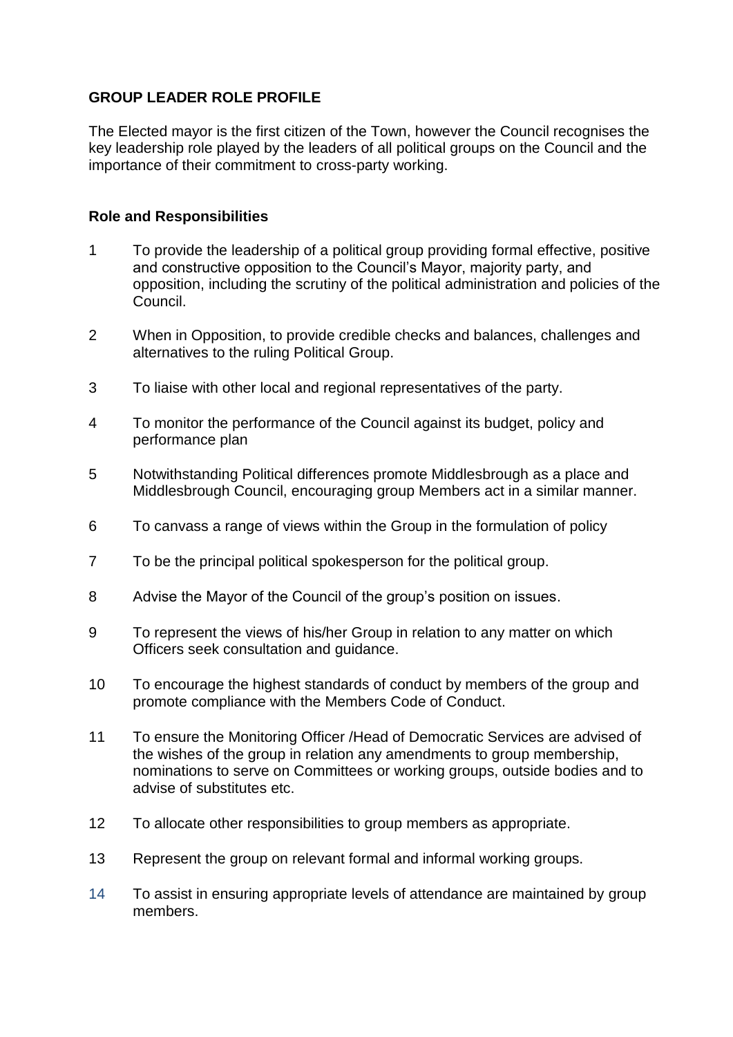**GROUP LEADER ROLE PROFILE**

The Elected mayor is the first citizen of the Town, however the Council recognises the key leadership role played by the leaders of all political groups on the Council and the importance of their commitment to cross-party working.

**Role and Responsibilities**

1. To provide the leadership of a political group providing formal effective, positive and constructive opposition to the Council's Mayor, majority party, and opposition, including the scrutiny of the political administration and policies of the Council.
2. When in Opposition, to provide credible checks and balances, challenges and alternatives to the ruling Political Group.
3. To liaise with other local and regional representatives of the party.
4. To monitor the performance of the Council against its budget, policy and performance plan
5. Notwithstanding Political differences promote Middlesbrough as a place and Middlesbrough Council, encouraging group Members act in a similar manner.
6. To canvass a range of views within the Group in the formulation of policy
7. To be the principal political spokesperson for the political group.
8. Advise the Mayor of the Council of the group's position on issues.
9. To represent the views of his/her Group in relation to any matter on which Officers seek consultation and guidance.
10. To encourage the highest standards of conduct by members of the group and promote compliance with the Members Code of Conduct.
11. To ensure the Monitoring Officer /Head of Democratic Services are advised of the wishes of the group in relation any amendments to group membership, nominations to serve on Committees or working groups, outside bodies and to advise of substitutes etc.
12. To allocate other responsibilities to group members as appropriate.
13. Represent the group on relevant formal and informal working groups.
14. To assist in ensuring appropriate levels of attendance are maintained by group members.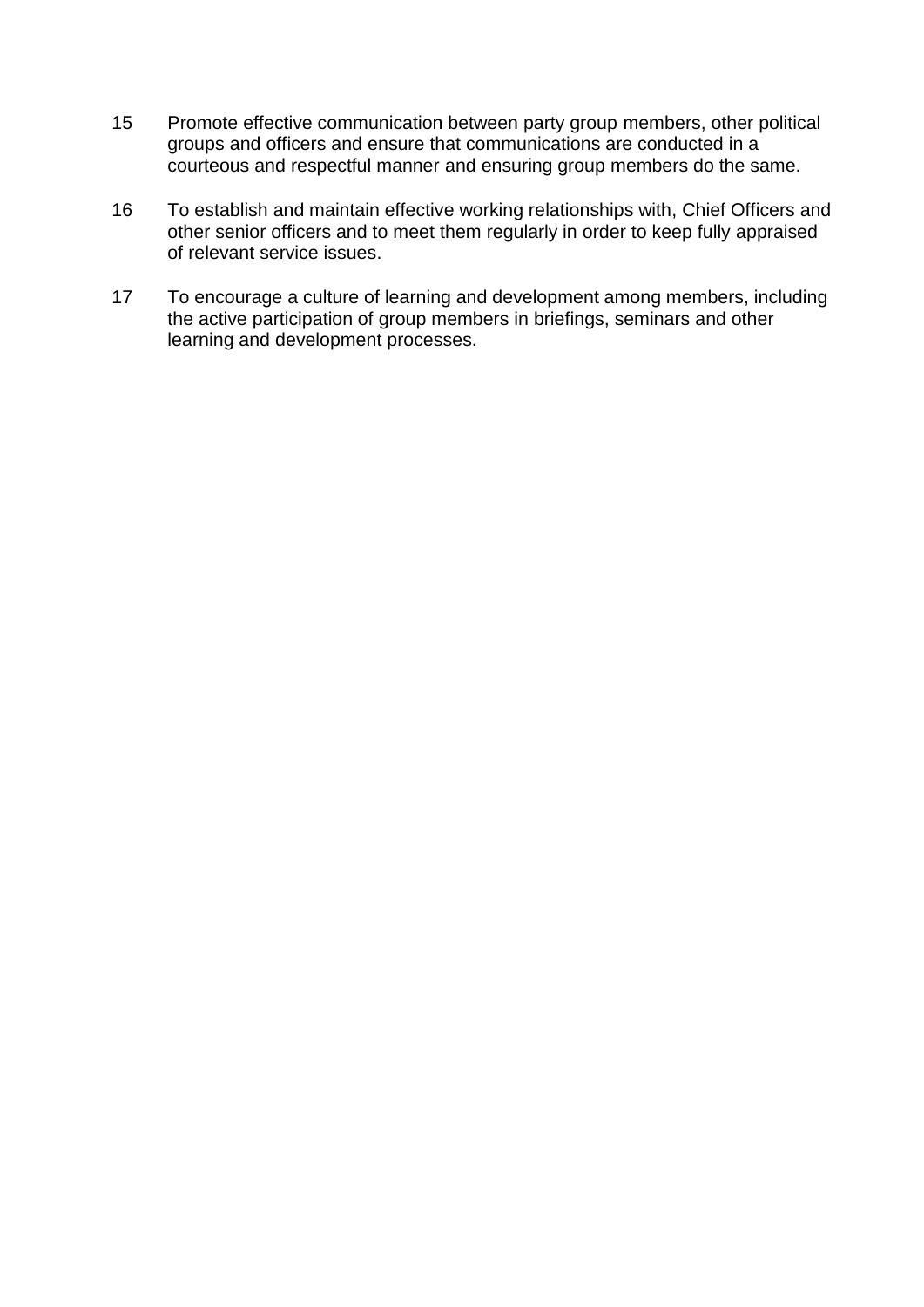15 Promote effective communication between party group members, other political groups and officers and ensure that communications are conducted in a courteous and respectful manner and ensuring group members do the same.

16 To establish and maintain effective working relationships with, Chief Officers and other senior officers and to meet them regularly in order to keep fully appraised of relevant service issues.

17 To encourage a culture of learning and development among members, including the active participation of group members in briefings, seminars and other learning and development processes.